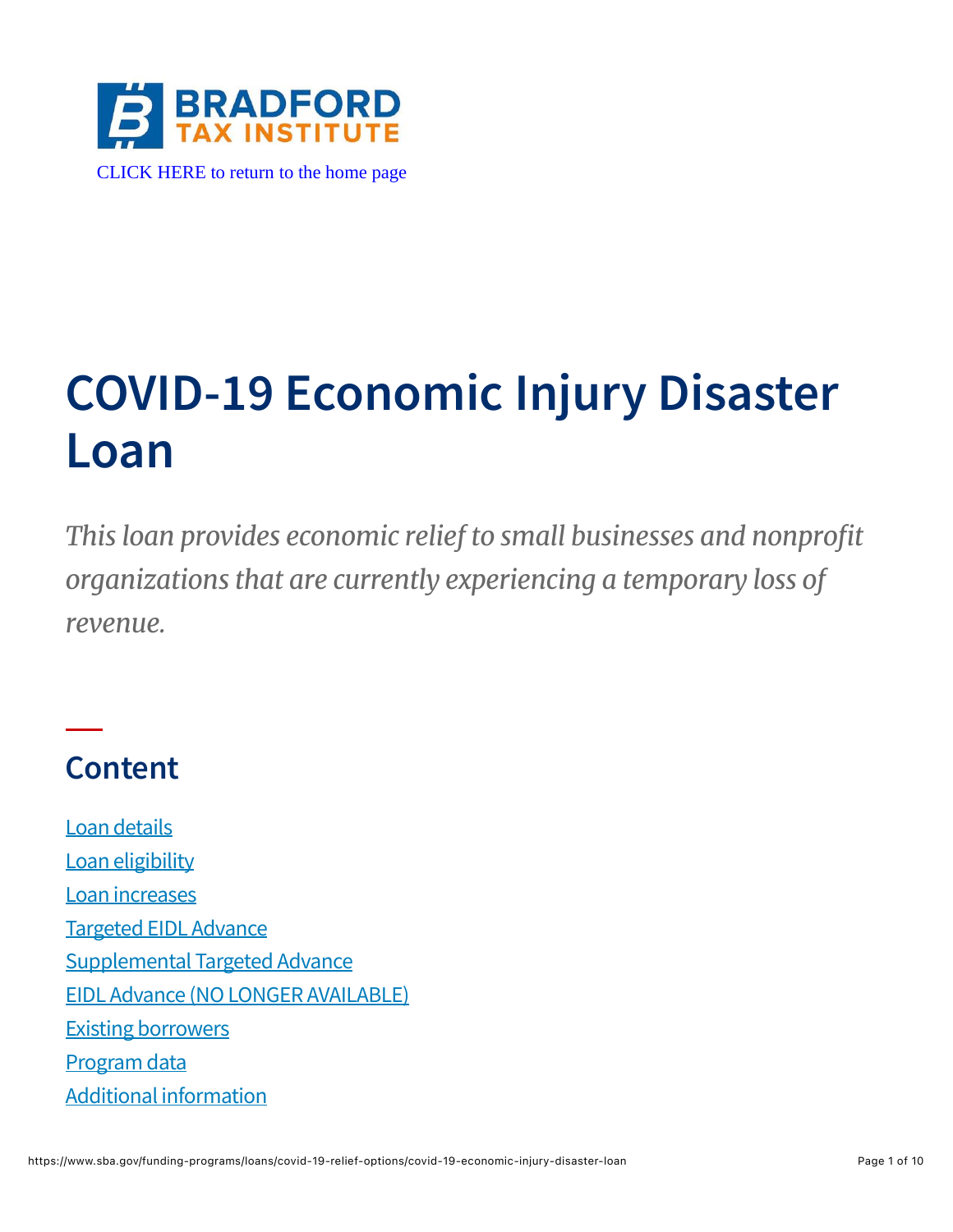BRADFORD TAX INSTITUTE

CLICK HERE to return to the home page

# COVID-19 Economic Injury Disaster Loan

*This loan provides economic relief to small businesses and nonprofit organizations that are currently experiencing a temporary loss of revenue.*

## Content

- Loan details
- Loan eligibility
- Loan increases
- Targeted EIDL Advance
- Supplemental Targeted Advance
- EIDL Advance (NO LONGER AVAILABLE)
- Existing borrowers
- Program data
- Additional information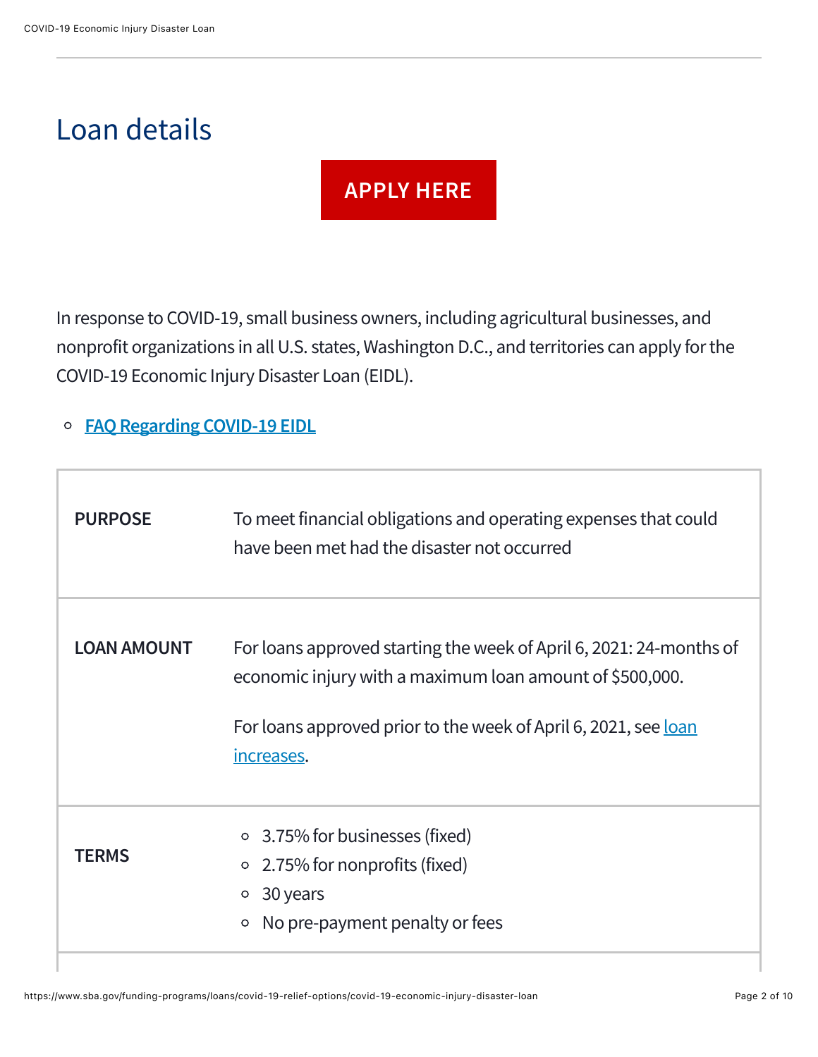# Loan details

**APPLY HERE**

In response to COVID-19, small business owners, including agricultural businesses, and nonprofit organizations in all U.S. states, Washington D.C., and territories can apply for the COVID-19 Economic Injury Disaster Loan (EIDL).

- FAQ Regarding COVID-19 EIDL

| | |
|---|---|
| **PURPOSE** | To meet financial obligations and operating expenses that could have been met had the disaster not occurred |
| **LOAN AMOUNT** | For loans approved starting the week of April 6, 2021: 24-months of economic injury with a maximum loan amount of $500,000.<br><br>For loans approved prior to the week of April 6, 2021, see loan increases. |
| **TERMS** | - 3.75% for businesses (fixed)<br>- 2.75% for nonprofits (fixed)<br>- 30 years<br>- No pre-payment penalty or fees |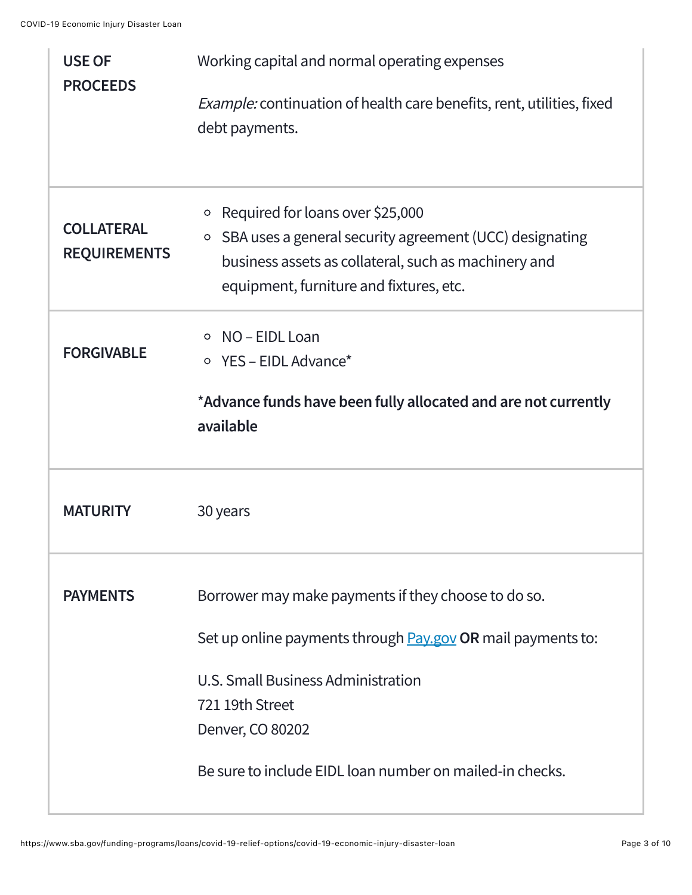| | |
|---|---|
| **USE OF PROCEEDS** | Working capital and normal operating expenses<br><br>*Example:* continuation of health care benefits, rent, utilities, fixed debt payments. |
| **COLLATERAL REQUIREMENTS** | ◦ Required for loans over $25,000<br>◦ SBA uses a general security agreement (UCC) designating business assets as collateral, such as machinery and equipment, furniture and fixtures, etc. |
| **FORGIVABLE** | ◦ NO – EIDL Loan<br>◦ YES – EIDL Advance*<br><br>***Advance funds have been fully allocated and are not currently available** |
| **MATURITY** | 30 years |
| **PAYMENTS** | Borrower may make payments if they choose to do so.<br><br>Set up online payments through [Pay.gov](https://pay.gov) **OR** mail payments to:<br><br>U.S. Small Business Administration<br>721 19th Street<br>Denver, CO 80202<br><br>Be sure to include EIDL loan number on mailed-in checks. |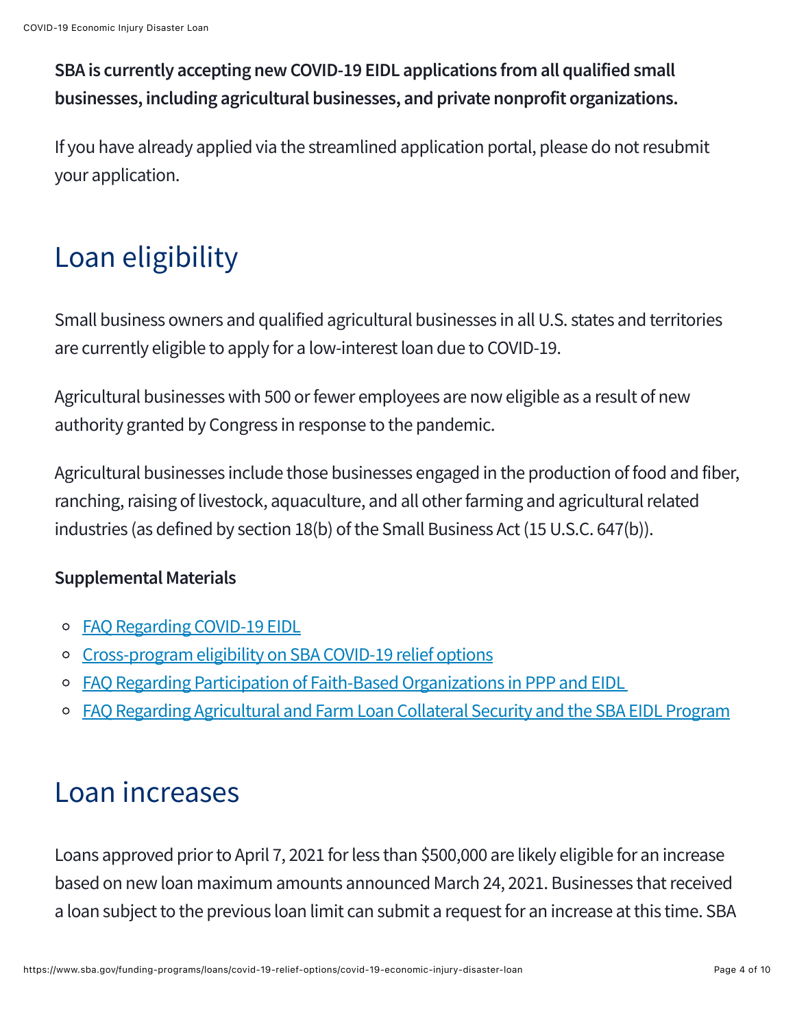**SBA is currently accepting new COVID-19 EIDL applications from all qualified small businesses, including agricultural businesses, and private nonprofit organizations.**

If you have already applied via the streamlined application portal, please do not resubmit your application.

## Loan eligibility

Small business owners and qualified agricultural businesses in all U.S. states and territories are currently eligible to apply for a low-interest loan due to COVID-19.

Agricultural businesses with 500 or fewer employees are now eligible as a result of new authority granted by Congress in response to the pandemic.

Agricultural businesses include those businesses engaged in the production of food and fiber, ranching, raising of livestock, aquaculture, and all other farming and agricultural related industries (as defined by section 18(b) of the Small Business Act (15 U.S.C. 647(b)).

**Supplemental Materials**

- FAQ Regarding COVID-19 EIDL
- Cross-program eligibility on SBA COVID-19 relief options
- FAQ Regarding Participation of Faith-Based Organizations in PPP and EIDL
- FAQ Regarding Agricultural and Farm Loan Collateral Security and the SBA EIDL Program

## Loan increases

Loans approved prior to April 7, 2021 for less than $500,000 are likely eligible for an increase based on new loan maximum amounts announced March 24, 2021. Businesses that received a loan subject to the previous loan limit can submit a request for an increase at this time. SBA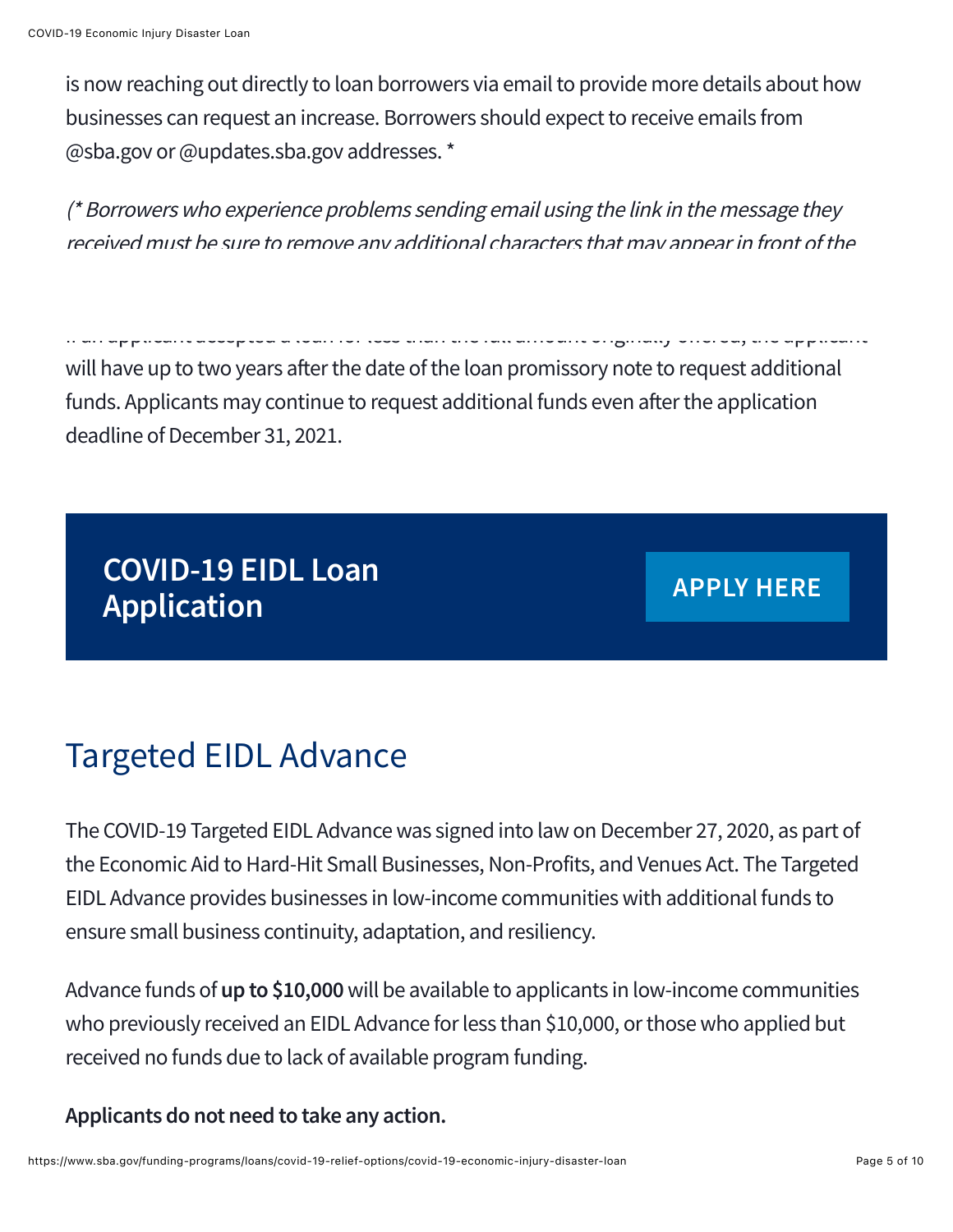is now reaching out directly to loan borrowers via email to provide more details about how businesses can request an increase. Borrowers should expect to receive emails from @sba.gov or @updates.sba.gov addresses. *

*(* Borrowers who experience problems sending email using the link in the message they received must be sure to remove any additional characters that may appear in front of the*

If an applicant accepted a loan for less than the full amount originally offered, the applicant will have up to two years after the date of the loan promissory note to request additional funds. Applicants may continue to request additional funds even after the application deadline of December 31, 2021.

**COVID-19 EIDL Loan Application**

**APPLY HERE**

## Targeted EIDL Advance

The COVID-19 Targeted EIDL Advance was signed into law on December 27, 2020, as part of the Economic Aid to Hard-Hit Small Businesses, Non-Profits, and Venues Act. The Targeted EIDL Advance provides businesses in low-income communities with additional funds to ensure small business continuity, adaptation, and resiliency.

Advance funds of **up to $10,000** will be available to applicants in low-income communities who previously received an EIDL Advance for less than $10,000, or those who applied but received no funds due to lack of available program funding.

**Applicants do not need to take any action.**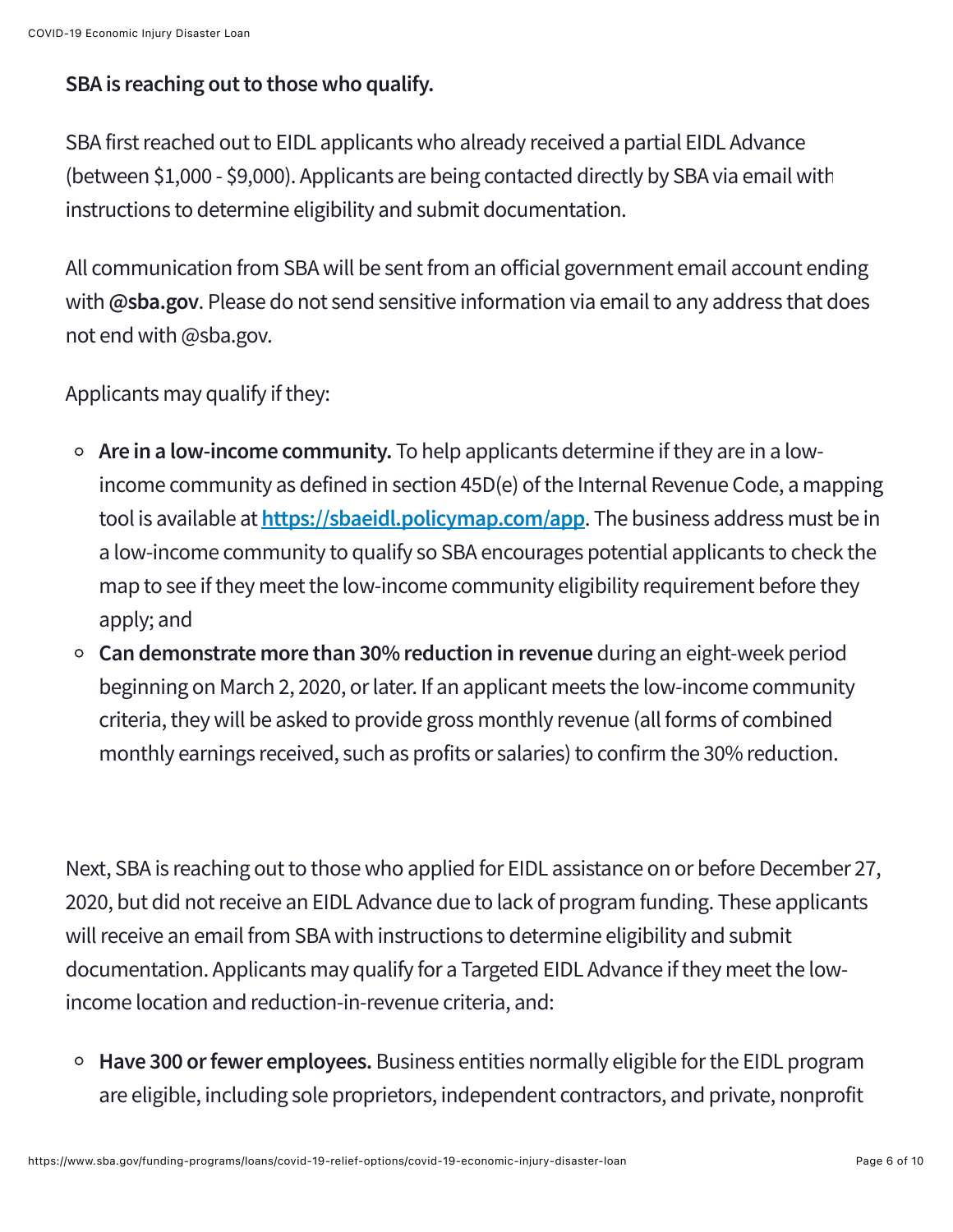**SBA is reaching out to those who qualify.**

SBA first reached out to EIDL applicants who already received a partial EIDL Advance (between $1,000 - $9,000). Applicants are being contacted directly by SBA via email with instructions to determine eligibility and submit documentation.

All communication from SBA will be sent from an official government email account ending with **@sba.gov**. Please do not send sensitive information via email to any address that does not end with @sba.gov.

Applicants may qualify if they:

- **Are in a low-income community.** To help applicants determine if they are in a low-income community as defined in section 45D(e) of the Internal Revenue Code, a mapping tool is available at [https://sbaeidl.policymap.com/app](https://sbaeidl.policymap.com/app). The business address must be in a low-income community to qualify so SBA encourages potential applicants to check the map to see if they meet the low-income community eligibility requirement before they apply; and
- **Can demonstrate more than 30% reduction in revenue** during an eight-week period beginning on March 2, 2020, or later. If an applicant meets the low-income community criteria, they will be asked to provide gross monthly revenue (all forms of combined monthly earnings received, such as profits or salaries) to confirm the 30% reduction.

Next, SBA is reaching out to those who applied for EIDL assistance on or before December 27, 2020, but did not receive an EIDL Advance due to lack of program funding. These applicants will receive an email from SBA with instructions to determine eligibility and submit documentation. Applicants may qualify for a Targeted EIDL Advance if they meet the low-income location and reduction-in-revenue criteria, and:

- **Have 300 or fewer employees.** Business entities normally eligible for the EIDL program are eligible, including sole proprietors, independent contractors, and private, nonprofit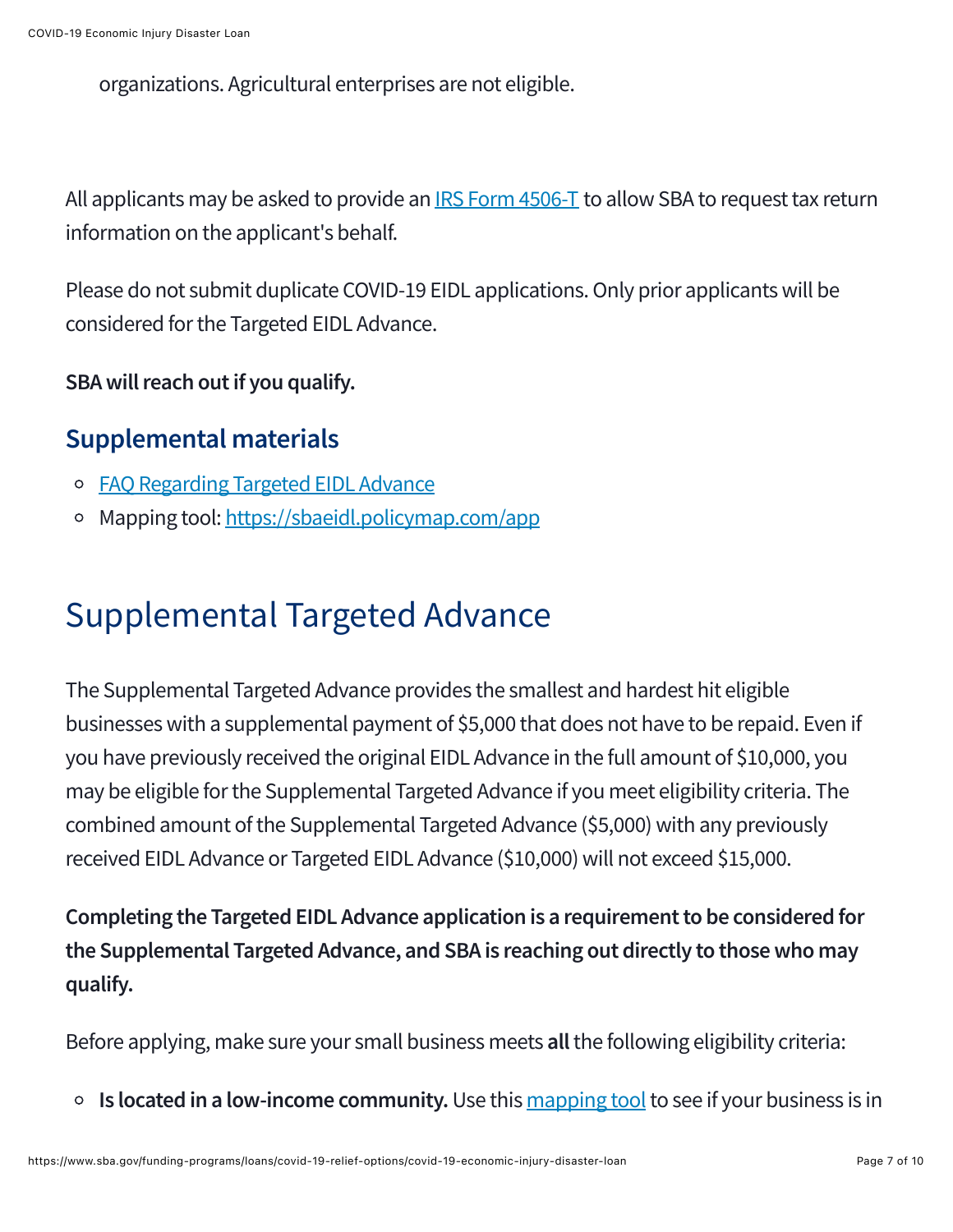organizations. Agricultural enterprises are not eligible.

All applicants may be asked to provide an [IRS Form 4506-T](#) to allow SBA to request tax return information on the applicant's behalf.

Please do not submit duplicate COVID-19 EIDL applications. Only prior applicants will be considered for the Targeted EIDL Advance.

**SBA will reach out if you qualify.**

## Supplemental materials

- [FAQ Regarding Targeted EIDL Advance](#)
- Mapping tool: [https://sbaeidl.policymap.com/app](https://sbaeidl.policymap.com/app)

# Supplemental Targeted Advance

The Supplemental Targeted Advance provides the smallest and hardest hit eligible businesses with a supplemental payment of $5,000 that does not have to be repaid. Even if you have previously received the original EIDL Advance in the full amount of $10,000, you may be eligible for the Supplemental Targeted Advance if you meet eligibility criteria. The combined amount of the Supplemental Targeted Advance ($5,000) with any previously received EIDL Advance or Targeted EIDL Advance ($10,000) will not exceed $15,000.

**Completing the Targeted EIDL Advance application is a requirement to be considered for the Supplemental Targeted Advance, and SBA is reaching out directly to those who may qualify.**

Before applying, make sure your small business meets **all** the following eligibility criteria:

- **Is located in a low-income community.** Use this [mapping tool](#) to see if your business is in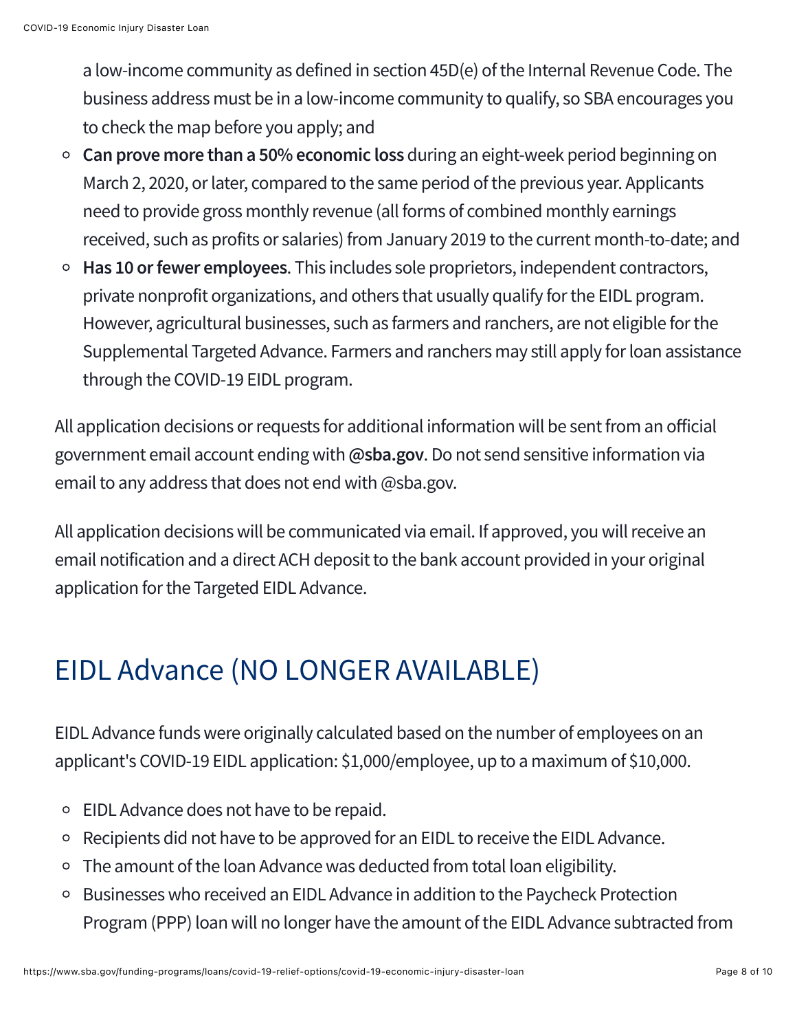a low-income community as defined in section 45D(e) of the Internal Revenue Code. The business address must be in a low-income community to qualify, so SBA encourages you to check the map before you apply; and

- **Can prove more than a 50% economic loss** during an eight-week period beginning on March 2, 2020, or later, compared to the same period of the previous year. Applicants need to provide gross monthly revenue (all forms of combined monthly earnings received, such as profits or salaries) from January 2019 to the current month-to-date; and
- **Has 10 or fewer employees**. This includes sole proprietors, independent contractors, private nonprofit organizations, and others that usually qualify for the EIDL program. However, agricultural businesses, such as farmers and ranchers, are not eligible for the Supplemental Targeted Advance. Farmers and ranchers may still apply for loan assistance through the COVID-19 EIDL program.

All application decisions or requests for additional information will be sent from an official government email account ending with **@sba.gov**. Do not send sensitive information via email to any address that does not end with @sba.gov.

All application decisions will be communicated via email. If approved, you will receive an email notification and a direct ACH deposit to the bank account provided in your original application for the Targeted EIDL Advance.

## EIDL Advance (NO LONGER AVAILABLE)

EIDL Advance funds were originally calculated based on the number of employees on an applicant's COVID-19 EIDL application: $1,000/employee, up to a maximum of $10,000.

- EIDL Advance does not have to be repaid.
- Recipients did not have to be approved for an EIDL to receive the EIDL Advance.
- The amount of the loan Advance was deducted from total loan eligibility.
- Businesses who received an EIDL Advance in addition to the Paycheck Protection Program (PPP) loan will no longer have the amount of the EIDL Advance subtracted from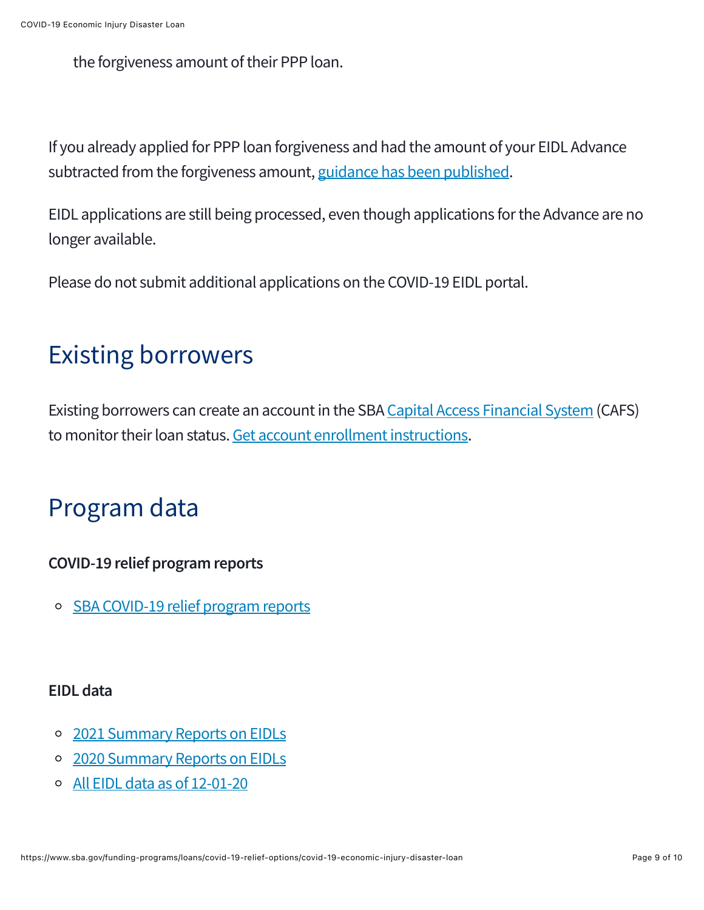the forgiveness amount of their PPP loan.

If you already applied for PPP loan forgiveness and had the amount of your EIDL Advance subtracted from the forgiveness amount, guidance has been published.

EIDL applications are still being processed, even though applications for the Advance are no longer available.

Please do not submit additional applications on the COVID-19 EIDL portal.

## Existing borrowers

Existing borrowers can create an account in the SBA Capital Access Financial System (CAFS) to monitor their loan status. Get account enrollment instructions.

## Program data

**COVID-19 relief program reports**

- SBA COVID-19 relief program reports

**EIDL data**

- 2021 Summary Reports on EIDLs
- 2020 Summary Reports on EIDLs
- All EIDL data as of 12-01-20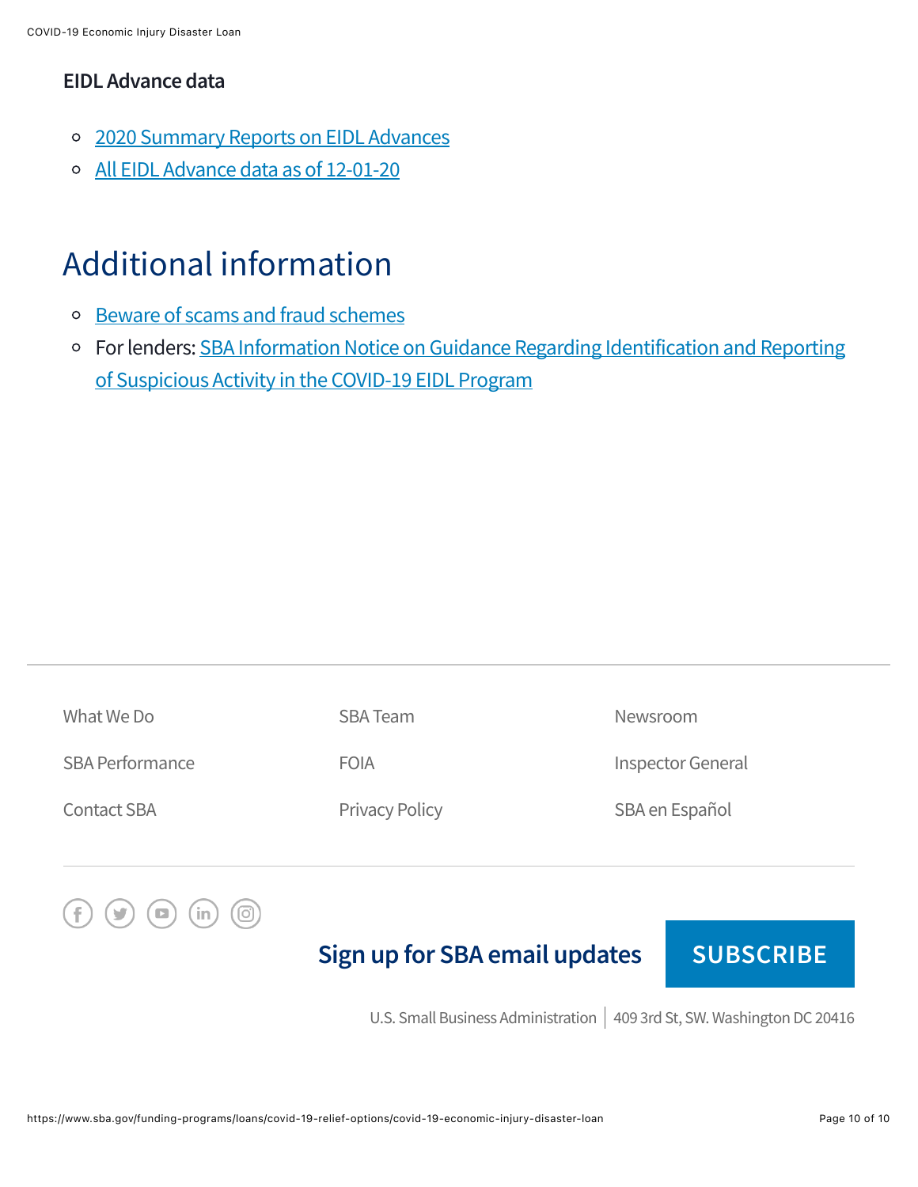### EIDL Advance data

- 2020 Summary Reports on EIDL Advances
- All EIDL Advance data as of 12-01-20

## Additional information

- Beware of scams and fraud schemes
- For lenders: SBA Information Notice on Guidance Regarding Identification and Reporting of Suspicious Activity in the COVID-19 EIDL Program

What We Do

SBA Team

Newsroom

SBA Performance

FOIA

Inspector General

Contact SBA

Privacy Policy

SBA en Español

**Sign up for SBA email updates** SUBSCRIBE

U.S. Small Business Administration | 409 3rd St, SW. Washington DC 20416